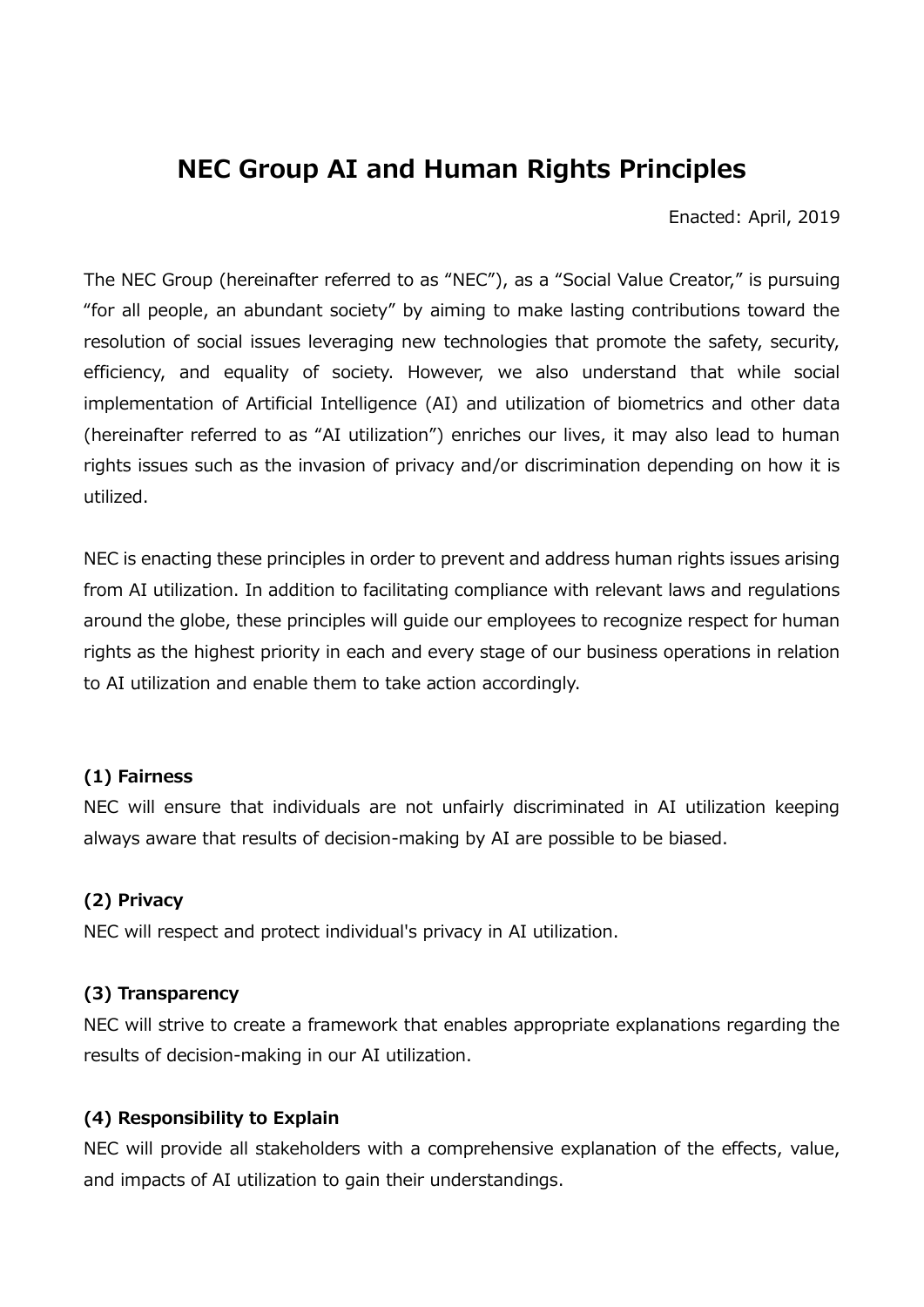# NEC Group AI and Human Rights Principles

Enacted: April, 2019

The NEC Group (hereinafter referred to as "NEC"), as a "Social Value Creator," is pursuing "for all people, an abundant society" by aiming to make lasting contributions toward the resolution of social issues leveraging new technologies that promote the safety, security, efficiency, and equality of society. However, we also understand that while social implementation of Artificial Intelligence (AI) and utilization of biometrics and other data (hereinafter referred to as "AI utilization") enriches our lives, it may also lead to human rights issues such as the invasion of privacy and/or discrimination depending on how it is utilized.

NEC is enacting these principles in order to prevent and address human rights issues arising from AI utilization. In addition to facilitating compliance with relevant laws and regulations around the globe, these principles will guide our employees to recognize respect for human rights as the highest priority in each and every stage of our business operations in relation to AI utilization and enable them to take action accordingly.

**(1) Fairness**

NEC will ensure that individuals are not unfairly discriminated in AI utilization keeping always aware that results of decision-making by AI are possible to be biased.

**(2) Privacy**

NEC will respect and protect individual's privacy in AI utilization.

**(3) Transparency**

NEC will strive to create a framework that enables appropriate explanations regarding the results of decision-making in our AI utilization.

**(4) Responsibility to Explain**

NEC will provide all stakeholders with a comprehensive explanation of the effects, value, and impacts of AI utilization to gain their understandings.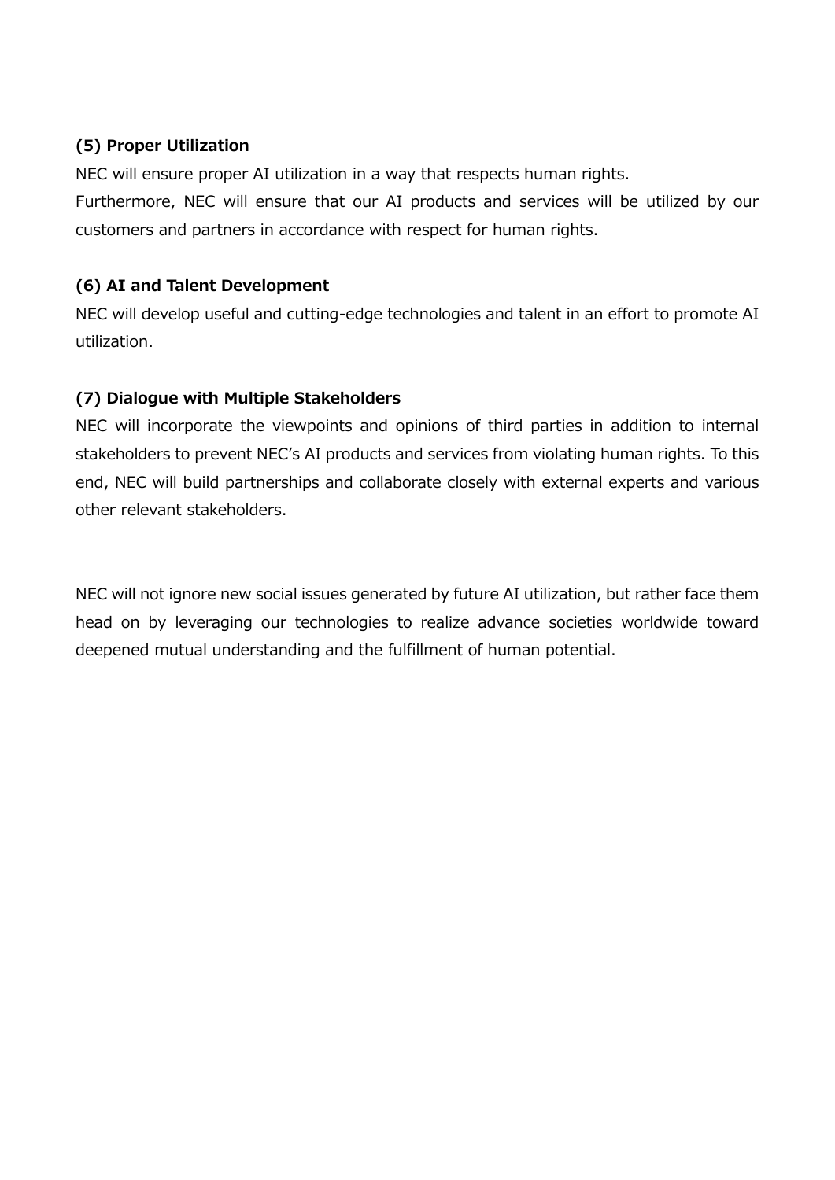### (5) Proper Utilization

NEC will ensure proper AI utilization in a way that respects human rights.
Furthermore, NEC will ensure that our AI products and services will be utilized by our customers and partners in accordance with respect for human rights.

### (6) AI and Talent Development

NEC will develop useful and cutting-edge technologies and talent in an effort to promote AI utilization.

### (7) Dialogue with Multiple Stakeholders

NEC will incorporate the viewpoints and opinions of third parties in addition to internal stakeholders to prevent NEC's AI products and services from violating human rights. To this end, NEC will build partnerships and collaborate closely with external experts and various other relevant stakeholders.

NEC will not ignore new social issues generated by future AI utilization, but rather face them head on by leveraging our technologies to realize advance societies worldwide toward deepened mutual understanding and the fulfillment of human potential.